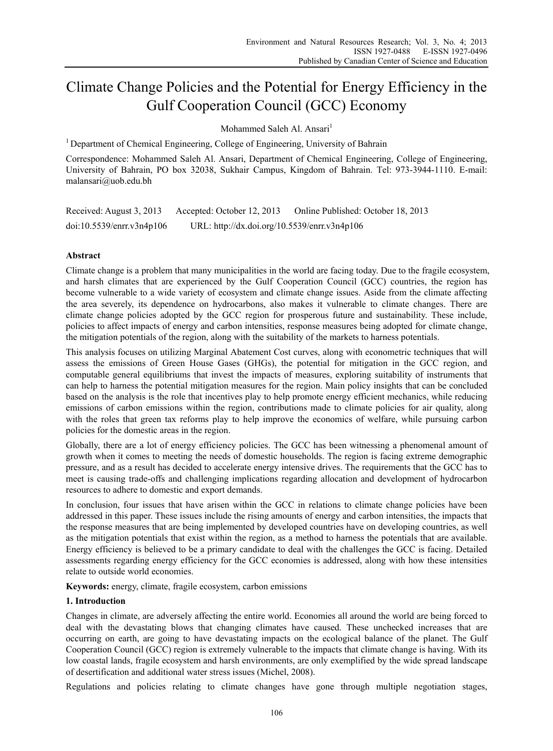# Climate Change Policies and the Potential for Energy Efficiency in the Gulf Cooperation Council (GCC) Economy

Mohammed Saleh Al. Ansari[1]

[1] Department of Chemical Engineering, College of Engineering, University of Bahrain

Correspondence: Mohammed Saleh Al. Ansari, Department of Chemical Engineering, College of Engineering, University of Bahrain, PO box 32038, Sukhair Campus, Kingdom of Bahrain. Tel: 973-3944-1110. E-mail: malansari@uob.edu.bh

Received: August 3, 2013 Accepted: October 12, 2013 Online Published: October 18, 2013

doi:10.5539/enrr.v3n4p106 URL: http://dx.doi.org/10.5539/enrr.v3n4p106

## Abstract

Climate change is a problem that many municipalities in the world are facing today. Due to the fragile ecosystem, and harsh climates that are experienced by the Gulf Cooperation Council (GCC) countries, the region has become vulnerable to a wide variety of ecosystem and climate change issues. Aside from the climate affecting the area severely, its dependence on hydrocarbons, also makes it vulnerable to climate changes. There are climate change policies adopted by the GCC region for prosperous future and sustainability. These include, policies to affect impacts of energy and carbon intensities, response measures being adopted for climate change, the mitigation potentials of the region, along with the suitability of the markets to harness potentials.

This analysis focuses on utilizing Marginal Abatement Cost curves, along with econometric techniques that will assess the emissions of Green House Gases (GHGs), the potential for mitigation in the GCC region, and computable general equilibriums that invest the impacts of measures, exploring suitability of instruments that can help to harness the potential mitigation measures for the region. Main policy insights that can be concluded based on the analysis is the role that incentives play to help promote energy efficient mechanics, while reducing emissions of carbon emissions within the region, contributions made to climate policies for air quality, along with the roles that green tax reforms play to help improve the economics of welfare, while pursuing carbon policies for the domestic areas in the region.

Globally, there are a lot of energy efficiency policies. The GCC has been witnessing a phenomenal amount of growth when it comes to meeting the needs of domestic households. The region is facing extreme demographic pressure, and as a result has decided to accelerate energy intensive drives. The requirements that the GCC has to meet is causing trade-offs and challenging implications regarding allocation and development of hydrocarbon resources to adhere to domestic and export demands.

In conclusion, four issues that have arisen within the GCC in relations to climate change policies have been addressed in this paper. These issues include the rising amounts of energy and carbon intensities, the impacts that the response measures that are being implemented by developed countries have on developing countries, as well as the mitigation potentials that exist within the region, as a method to harness the potentials that are available. Energy efficiency is believed to be a primary candidate to deal with the challenges the GCC is facing. Detailed assessments regarding energy efficiency for the GCC economies is addressed, along with how these intensities relate to outside world economies.

**Keywords:** energy, climate, fragile ecosystem, carbon emissions

## 1. Introduction

Changes in climate, are adversely affecting the entire world. Economies all around the world are being forced to deal with the devastating blows that changing climates have caused. These unchecked increases that are occurring on earth, are going to have devastating impacts on the ecological balance of the planet. The Gulf Cooperation Council (GCC) region is extremely vulnerable to the impacts that climate change is having. With its low coastal lands, fragile ecosystem and harsh environments, are only exemplified by the wide spread landscape of desertification and additional water stress issues (Michel, 2008).

Regulations and policies relating to climate changes have gone through multiple negotiation stages,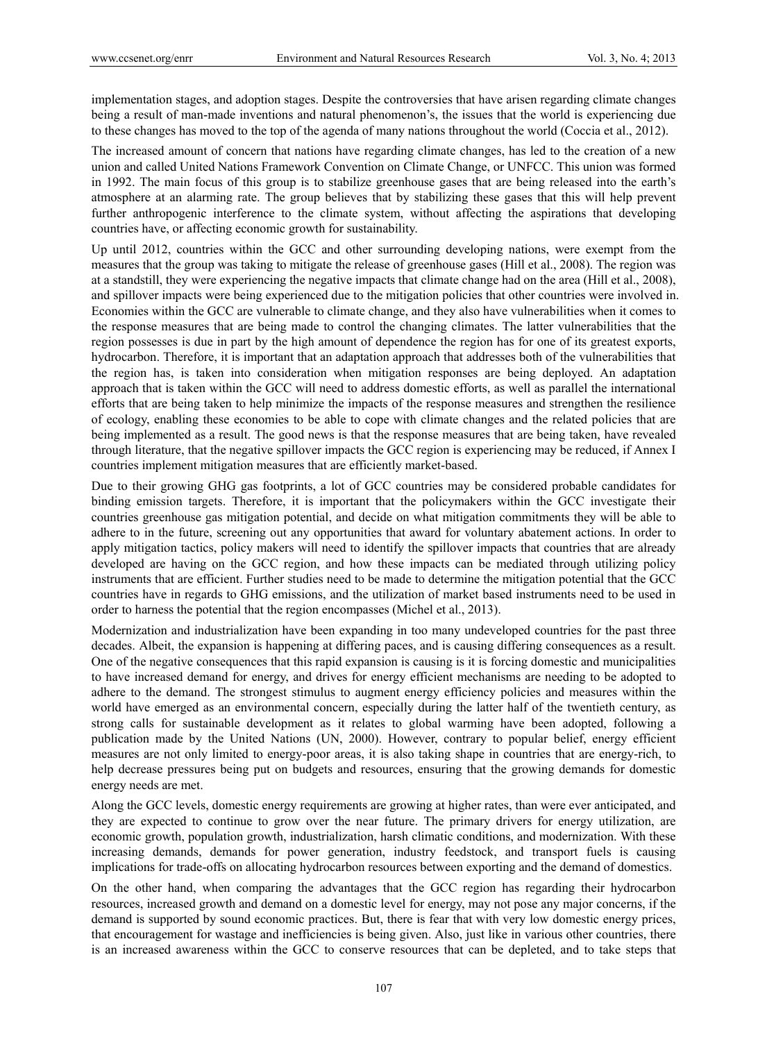implementation stages, and adoption stages. Despite the controversies that have arisen regarding climate changes being a result of man-made inventions and natural phenomenon's, the issues that the world is experiencing due to these changes has moved to the top of the agenda of many nations throughout the world (Coccia et al., 2012).

The increased amount of concern that nations have regarding climate changes, has led to the creation of a new union and called United Nations Framework Convention on Climate Change, or UNFCC. This union was formed in 1992. The main focus of this group is to stabilize greenhouse gases that are being released into the earth's atmosphere at an alarming rate. The group believes that by stabilizing these gases that this will help prevent further anthropogenic interference to the climate system, without affecting the aspirations that developing countries have, or affecting economic growth for sustainability.

Up until 2012, countries within the GCC and other surrounding developing nations, were exempt from the measures that the group was taking to mitigate the release of greenhouse gases (Hill et al., 2008). The region was at a standstill, they were experiencing the negative impacts that climate change had on the area (Hill et al., 2008), and spillover impacts were being experienced due to the mitigation policies that other countries were involved in. Economies within the GCC are vulnerable to climate change, and they also have vulnerabilities when it comes to the response measures that are being made to control the changing climates. The latter vulnerabilities that the region possesses is due in part by the high amount of dependence the region has for one of its greatest exports, hydrocarbon. Therefore, it is important that an adaptation approach that addresses both of the vulnerabilities that the region has, is taken into consideration when mitigation responses are being deployed. An adaptation approach that is taken within the GCC will need to address domestic efforts, as well as parallel the international efforts that are being taken to help minimize the impacts of the response measures and strengthen the resilience of ecology, enabling these economies to be able to cope with climate changes and the related policies that are being implemented as a result. The good news is that the response measures that are being taken, have revealed through literature, that the negative spillover impacts the GCC region is experiencing may be reduced, if Annex I countries implement mitigation measures that are efficiently market-based.

Due to their growing GHG gas footprints, a lot of GCC countries may be considered probable candidates for binding emission targets. Therefore, it is important that the policymakers within the GCC investigate their countries greenhouse gas mitigation potential, and decide on what mitigation commitments they will be able to adhere to in the future, screening out any opportunities that award for voluntary abatement actions. In order to apply mitigation tactics, policy makers will need to identify the spillover impacts that countries that are already developed are having on the GCC region, and how these impacts can be mediated through utilizing policy instruments that are efficient. Further studies need to be made to determine the mitigation potential that the GCC countries have in regards to GHG emissions, and the utilization of market based instruments need to be used in order to harness the potential that the region encompasses (Michel et al., 2013).

Modernization and industrialization have been expanding in too many undeveloped countries for the past three decades. Albeit, the expansion is happening at differing paces, and is causing differing consequences as a result. One of the negative consequences that this rapid expansion is causing is it is forcing domestic and municipalities to have increased demand for energy, and drives for energy efficient mechanisms are needing to be adopted to adhere to the demand. The strongest stimulus to augment energy efficiency policies and measures within the world have emerged as an environmental concern, especially during the latter half of the twentieth century, as strong calls for sustainable development as it relates to global warming have been adopted, following a publication made by the United Nations (UN, 2000). However, contrary to popular belief, energy efficient measures are not only limited to energy-poor areas, it is also taking shape in countries that are energy-rich, to help decrease pressures being put on budgets and resources, ensuring that the growing demands for domestic energy needs are met.

Along the GCC levels, domestic energy requirements are growing at higher rates, than were ever anticipated, and they are expected to continue to grow over the near future. The primary drivers for energy utilization, are economic growth, population growth, industrialization, harsh climatic conditions, and modernization. With these increasing demands, demands for power generation, industry feedstock, and transport fuels is causing implications for trade-offs on allocating hydrocarbon resources between exporting and the demand of domestics.

On the other hand, when comparing the advantages that the GCC region has regarding their hydrocarbon resources, increased growth and demand on a domestic level for energy, may not pose any major concerns, if the demand is supported by sound economic practices. But, there is fear that with very low domestic energy prices, that encouragement for wastage and inefficiencies is being given. Also, just like in various other countries, there is an increased awareness within the GCC to conserve resources that can be depleted, and to take steps that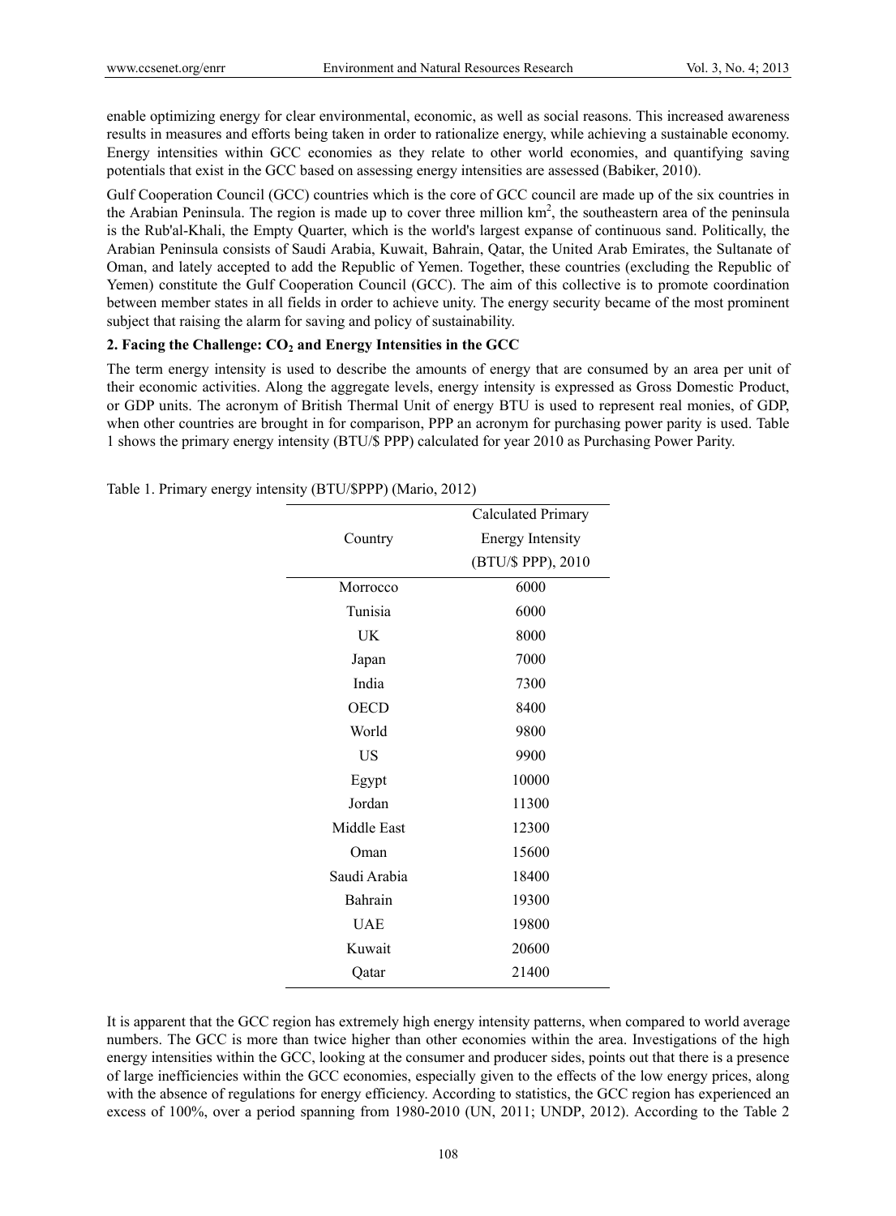enable optimizing energy for clear environmental, economic, as well as social reasons. This increased awareness results in measures and efforts being taken in order to rationalize energy, while achieving a sustainable economy. Energy intensities within GCC economies as they relate to other world economies, and quantifying saving potentials that exist in the GCC based on assessing energy intensities are assessed (Babiker, 2010).

Gulf Cooperation Council (GCC) countries which is the core of GCC council are made up of the six countries in the Arabian Peninsula. The region is made up to cover three million km$^2$, the southeastern area of the peninsula is the Rub'al-Khali, the Empty Quarter, which is the world's largest expanse of continuous sand. Politically, the Arabian Peninsula consists of Saudi Arabia, Kuwait, Bahrain, Qatar, the United Arab Emirates, the Sultanate of Oman, and lately accepted to add the Republic of Yemen. Together, these countries (excluding the Republic of Yemen) constitute the Gulf Cooperation Council (GCC). The aim of this collective is to promote coordination between member states in all fields in order to achieve unity. The energy security became of the most prominent subject that raising the alarm for saving and policy of sustainability.

## 2. Facing the Challenge: $CO_2$ and Energy Intensities in the GCC

The term energy intensity is used to describe the amounts of energy that are consumed by an area per unit of their economic activities. Along the aggregate levels, energy intensity is expressed as Gross Domestic Product, or GDP units. The acronym of British Thermal Unit of energy BTU is used to represent real monies, of GDP, when other countries are brought in for comparison, PPP an acronym for purchasing power parity is used. Table 1 shows the primary energy intensity (BTU/$ PPP) calculated for year 2010 as Purchasing Power Parity.

Table 1. Primary energy intensity (BTU/$PPP) (Mario, 2012)

| Country | Calculated Primary Energy Intensity (BTU/$ PPP), 2010 |
|---|---|
| Morrocco | 6000 |
| Tunisia | 6000 |
| UK | 8000 |
| Japan | 7000 |
| India | 7300 |
| OECD | 8400 |
| World | 9800 |
| US | 9900 |
| Egypt | 10000 |
| Jordan | 11300 |
| Middle East | 12300 |
| Oman | 15600 |
| Saudi Arabia | 18400 |
| Bahrain | 19300 |
| UAE | 19800 |
| Kuwait | 20600 |
| Qatar | 21400 |

It is apparent that the GCC region has extremely high energy intensity patterns, when compared to world average numbers. The GCC is more than twice higher than other economies within the area. Investigations of the high energy intensities within the GCC, looking at the consumer and producer sides, points out that there is a presence of large inefficiencies within the GCC economies, especially given to the effects of the low energy prices, along with the absence of regulations for energy efficiency. According to statistics, the GCC region has experienced an excess of 100%, over a period spanning from 1980-2010 (UN, 2011; UNDP, 2012). According to the Table 2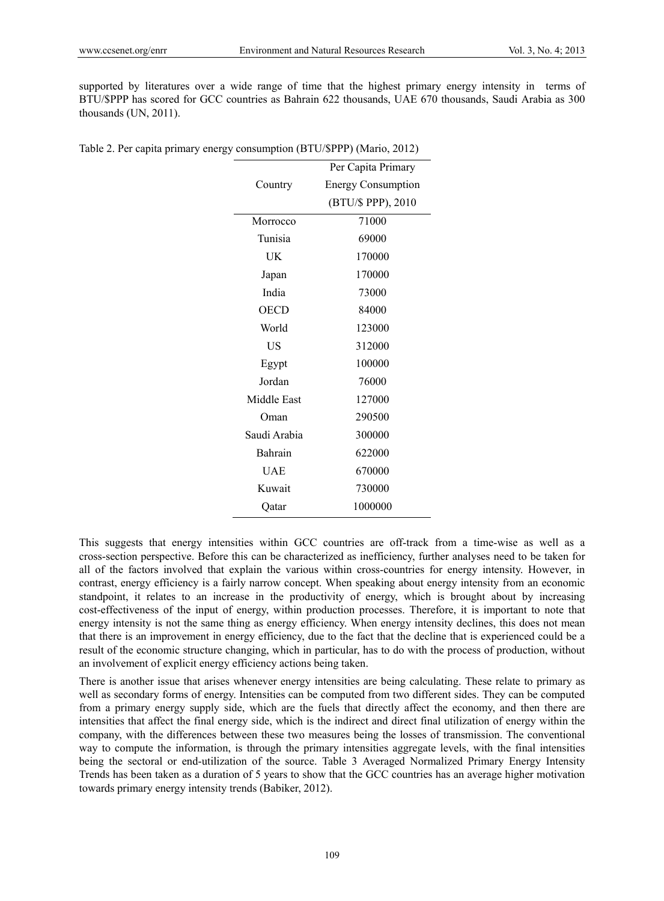supported by literatures over a wide range of time that the highest primary energy intensity in terms of BTU/$PPP has scored for GCC countries as Bahrain 622 thousands, UAE 670 thousands, Saudi Arabia as 300 thousands (UN, 2011).

Table 2. Per capita primary energy consumption (BTU/$PPP) (Mario, 2012)

| Country | Per Capita Primary Energy Consumption (BTU/$ PPP), 2010 |
|---|---|
| Morrocco | 71000 |
| Tunisia | 69000 |
| UK | 170000 |
| Japan | 170000 |
| India | 73000 |
| OECD | 84000 |
| World | 123000 |
| US | 312000 |
| Egypt | 100000 |
| Jordan | 76000 |
| Middle East | 127000 |
| Oman | 290500 |
| Saudi Arabia | 300000 |
| Bahrain | 622000 |
| UAE | 670000 |
| Kuwait | 730000 |
| Qatar | 1000000 |

This suggests that energy intensities within GCC countries are off-track from a time-wise as well as a cross-section perspective. Before this can be characterized as inefficiency, further analyses need to be taken for all of the factors involved that explain the various within cross-countries for energy intensity. However, in contrast, energy efficiency is a fairly narrow concept. When speaking about energy intensity from an economic standpoint, it relates to an increase in the productivity of energy, which is brought about by increasing cost-effectiveness of the input of energy, within production processes. Therefore, it is important to note that energy intensity is not the same thing as energy efficiency. When energy intensity declines, this does not mean that there is an improvement in energy efficiency, due to the fact that the decline that is experienced could be a result of the economic structure changing, which in particular, has to do with the process of production, without an involvement of explicit energy efficiency actions being taken.

There is another issue that arises whenever energy intensities are being calculating. These relate to primary as well as secondary forms of energy. Intensities can be computed from two different sides. They can be computed from a primary energy supply side, which are the fuels that directly affect the economy, and then there are intensities that affect the final energy side, which is the indirect and direct final utilization of energy within the company, with the differences between these two measures being the losses of transmission. The conventional way to compute the information, is through the primary intensities aggregate levels, with the final intensities being the sectoral or end-utilization of the source. Table 3 Averaged Normalized Primary Energy Intensity Trends has been taken as a duration of 5 years to show that the GCC countries has an average higher motivation towards primary energy intensity trends (Babiker, 2012).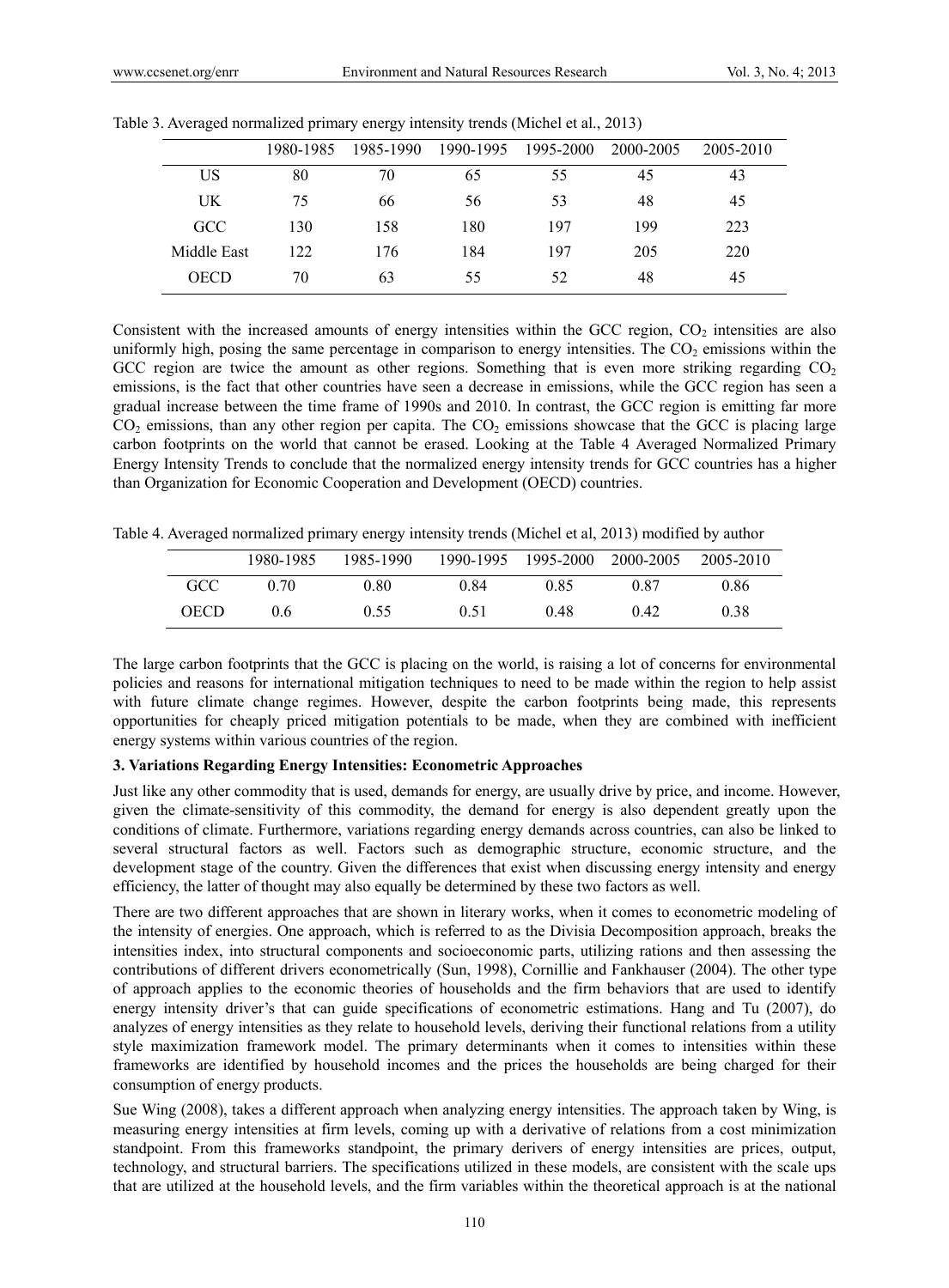Table 3. Averaged normalized primary energy intensity trends (Michel et al., 2013)

| | 1980-1985 | 1985-1990 | 1990-1995 | 1995-2000 | 2000-2005 | 2005-2010 |
|---|---|---|---|---|---|---|
| US | 80 | 70 | 65 | 55 | 45 | 43 |
| UK | 75 | 66 | 56 | 53 | 48 | 45 |
| GCC | 130 | 158 | 180 | 197 | 199 | 223 |
| Middle East | 122 | 176 | 184 | 197 | 205 | 220 |
| OECD | 70 | 63 | 55 | 52 | 48 | 45 |

Consistent with the increased amounts of energy intensities within the GCC region, $CO_2$ intensities are also uniformly high, posing the same percentage in comparison to energy intensities. The $CO_2$ emissions within the GCC region are twice the amount as other regions. Something that is even more striking regarding $CO_2$ emissions, is the fact that other countries have seen a decrease in emissions, while the GCC region has seen a gradual increase between the time frame of 1990s and 2010. In contrast, the GCC region is emitting far more $CO_2$ emissions, than any other region per capita. The $CO_2$ emissions showcase that the GCC is placing large carbon footprints on the world that cannot be erased. Looking at the Table 4 Averaged Normalized Primary Energy Intensity Trends to conclude that the normalized energy intensity trends for GCC countries has a higher than Organization for Economic Cooperation and Development (OECD) countries.

Table 4. Averaged normalized primary energy intensity trends (Michel et al, 2013) modified by author

| | 1980-1985 | 1985-1990 | 1990-1995 | 1995-2000 | 2000-2005 | 2005-2010 |
|---|---|---|---|---|---|---|
| GCC | 0.70 | 0.80 | 0.84 | 0.85 | 0.87 | 0.86 |
| OECD | 0.6 | 0.55 | 0.51 | 0.48 | 0.42 | 0.38 |

The large carbon footprints that the GCC is placing on the world, is raising a lot of concerns for environmental policies and reasons for international mitigation techniques to need to be made within the region to help assist with future climate change regimes. However, despite the carbon footprints being made, this represents opportunities for cheaply priced mitigation potentials to be made, when they are combined with inefficient energy systems within various countries of the region.

### 3. Variations Regarding Energy Intensities: Econometric Approaches

Just like any other commodity that is used, demands for energy, are usually drive by price, and income. However, given the climate-sensitivity of this commodity, the demand for energy is also dependent greatly upon the conditions of climate. Furthermore, variations regarding energy demands across countries, can also be linked to several structural factors as well. Factors such as demographic structure, economic structure, and the development stage of the country. Given the differences that exist when discussing energy intensity and energy efficiency, the latter of thought may also equally be determined by these two factors as well.

There are two different approaches that are shown in literary works, when it comes to econometric modeling of the intensity of energies. One approach, which is referred to as the Divisia Decomposition approach, breaks the intensities index, into structural components and socioeconomic parts, utilizing rations and then assessing the contributions of different drivers econometrically (Sun, 1998), Cornillie and Fankhauser (2004). The other type of approach applies to the economic theories of households and the firm behaviors that are used to identify energy intensity driver's that can guide specifications of econometric estimations. Hang and Tu (2007), do analyzes of energy intensities as they relate to household levels, deriving their functional relations from a utility style maximization framework model. The primary determinants when it comes to intensities within these frameworks are identified by household incomes and the prices the households are being charged for their consumption of energy products.

Sue Wing (2008), takes a different approach when analyzing energy intensities. The approach taken by Wing, is measuring energy intensities at firm levels, coming up with a derivative of relations from a cost minimization standpoint. From this frameworks standpoint, the primary derivers of energy intensities are prices, output, technology, and structural barriers. The specifications utilized in these models, are consistent with the scale ups that are utilized at the household levels, and the firm variables within the theoretical approach is at the national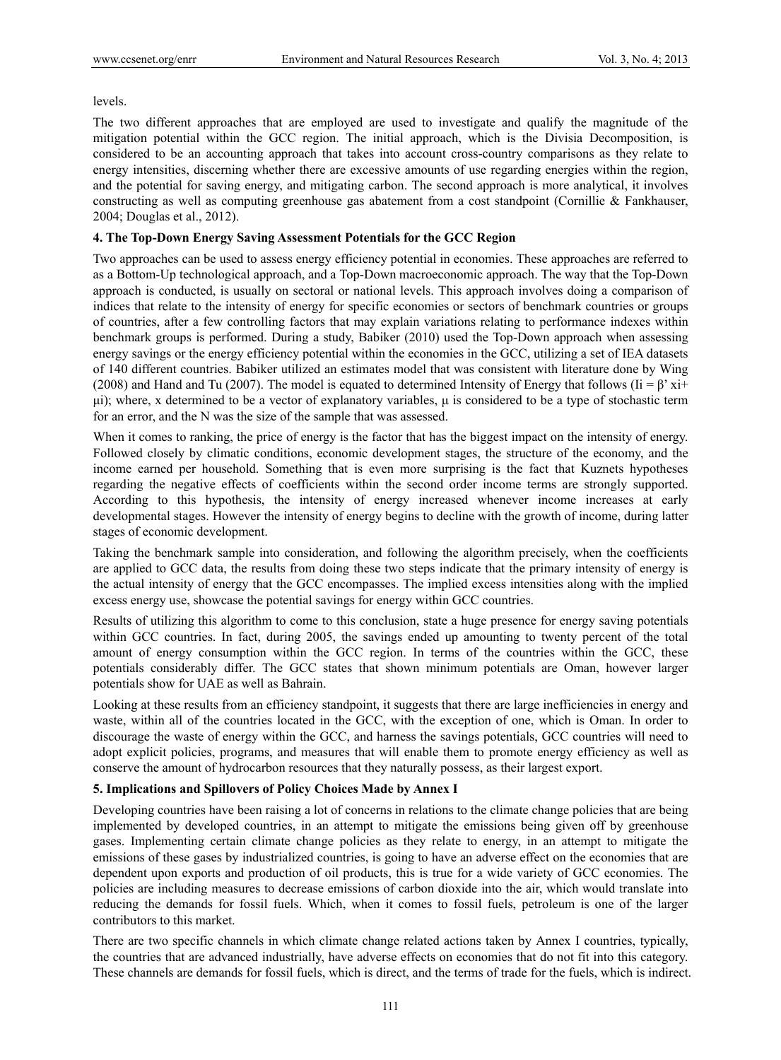levels.

The two different approaches that are employed are used to investigate and qualify the magnitude of the mitigation potential within the GCC region. The initial approach, which is the Divisia Decomposition, is considered to be an accounting approach that takes into account cross-country comparisons as they relate to energy intensities, discerning whether there are excessive amounts of use regarding energies within the region, and the potential for saving energy, and mitigating carbon. The second approach is more analytical, it involves constructing as well as computing greenhouse gas abatement from a cost standpoint (Cornillie & Fankhauser, 2004; Douglas et al., 2012).

## 4. The Top-Down Energy Saving Assessment Potentials for the GCC Region

Two approaches can be used to assess energy efficiency potential in economies. These approaches are referred to as a Bottom-Up technological approach, and a Top-Down macroeconomic approach. The way that the Top-Down approach is conducted, is usually on sectoral or national levels. This approach involves doing a comparison of indices that relate to the intensity of energy for specific economies or sectors of benchmark countries or groups of countries, after a few controlling factors that may explain variations relating to performance indexes within benchmark groups is performed. During a study, Babiker (2010) used the Top-Down approach when assessing energy savings or the energy efficiency potential within the economies in the GCC, utilizing a set of IEA datasets of 140 different countries. Babiker utilized an estimates model that was consistent with literature done by Wing (2008) and Hand and Tu (2007). The model is equated to determined Intensity of Energy that follows ($I_i = \beta' x_i + \mu_i$); where, x determined to be a vector of explanatory variables, $\mu$ is considered to be a type of stochastic term for an error, and the N was the size of the sample that was assessed.

When it comes to ranking, the price of energy is the factor that has the biggest impact on the intensity of energy. Followed closely by climatic conditions, economic development stages, the structure of the economy, and the income earned per household. Something that is even more surprising is the fact that Kuznets hypotheses regarding the negative effects of coefficients within the second order income terms are strongly supported. According to this hypothesis, the intensity of energy increased whenever income increases at early developmental stages. However the intensity of energy begins to decline with the growth of income, during latter stages of economic development.

Taking the benchmark sample into consideration, and following the algorithm precisely, when the coefficients are applied to GCC data, the results from doing these two steps indicate that the primary intensity of energy is the actual intensity of energy that the GCC encompasses. The implied excess intensities along with the implied excess energy use, showcase the potential savings for energy within GCC countries.

Results of utilizing this algorithm to come to this conclusion, state a huge presence for energy saving potentials within GCC countries. In fact, during 2005, the savings ended up amounting to twenty percent of the total amount of energy consumption within the GCC region. In terms of the countries within the GCC, these potentials considerably differ. The GCC states that shown minimum potentials are Oman, however larger potentials show for UAE as well as Bahrain.

Looking at these results from an efficiency standpoint, it suggests that there are large inefficiencies in energy and waste, within all of the countries located in the GCC, with the exception of one, which is Oman. In order to discourage the waste of energy within the GCC, and harness the savings potentials, GCC countries will need to adopt explicit policies, programs, and measures that will enable them to promote energy efficiency as well as conserve the amount of hydrocarbon resources that they naturally possess, as their largest export.

## 5. Implications and Spillovers of Policy Choices Made by Annex I

Developing countries have been raising a lot of concerns in relations to the climate change policies that are being implemented by developed countries, in an attempt to mitigate the emissions being given off by greenhouse gases. Implementing certain climate change policies as they relate to energy, in an attempt to mitigate the emissions of these gases by industrialized countries, is going to have an adverse effect on the economies that are dependent upon exports and production of oil products, this is true for a wide variety of GCC economies. The policies are including measures to decrease emissions of carbon dioxide into the air, which would translate into reducing the demands for fossil fuels. Which, when it comes to fossil fuels, petroleum is one of the larger contributors to this market.

There are two specific channels in which climate change related actions taken by Annex I countries, typically, the countries that are advanced industrially, have adverse effects on economies that do not fit into this category. These channels are demands for fossil fuels, which is direct, and the terms of trade for the fuels, which is indirect.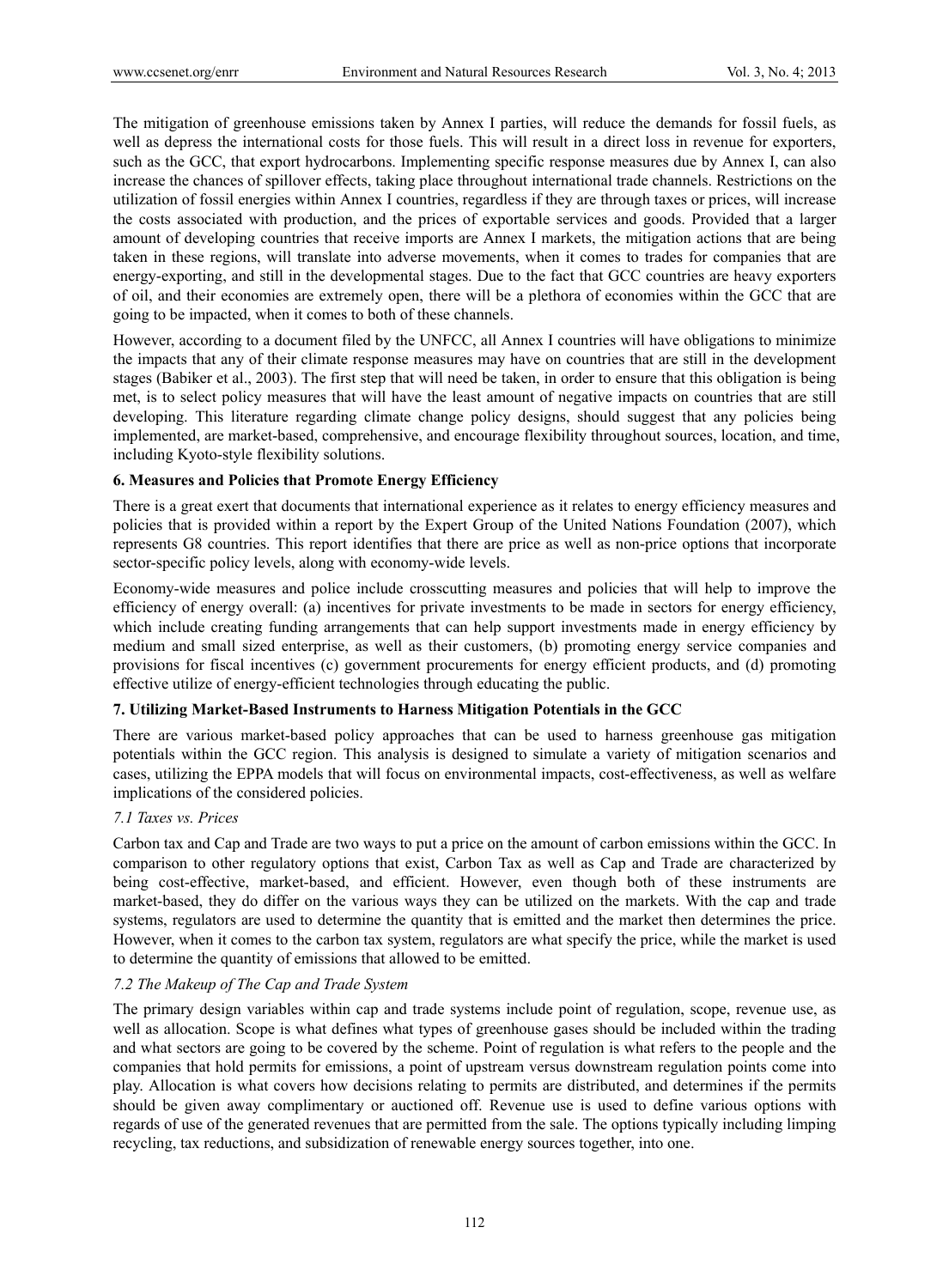The mitigation of greenhouse emissions taken by Annex I parties, will reduce the demands for fossil fuels, as well as depress the international costs for those fuels. This will result in a direct loss in revenue for exporters, such as the GCC, that export hydrocarbons. Implementing specific response measures due by Annex I, can also increase the chances of spillover effects, taking place throughout international trade channels. Restrictions on the utilization of fossil energies within Annex I countries, regardless if they are through taxes or prices, will increase the costs associated with production, and the prices of exportable services and goods. Provided that a larger amount of developing countries that receive imports are Annex I markets, the mitigation actions that are being taken in these regions, will translate into adverse movements, when it comes to trades for companies that are energy-exporting, and still in the developmental stages. Due to the fact that GCC countries are heavy exporters of oil, and their economies are extremely open, there will be a plethora of economies within the GCC that are going to be impacted, when it comes to both of these channels.

However, according to a document filed by the UNFCC, all Annex I countries will have obligations to minimize the impacts that any of their climate response measures may have on countries that are still in the development stages (Babiker et al., 2003). The first step that will need be taken, in order to ensure that this obligation is being met, is to select policy measures that will have the least amount of negative impacts on countries that are still developing. This literature regarding climate change policy designs, should suggest that any policies being implemented, are market-based, comprehensive, and encourage flexibility throughout sources, location, and time, including Kyoto-style flexibility solutions.

## 6. Measures and Policies that Promote Energy Efficiency

There is a great exert that documents that international experience as it relates to energy efficiency measures and policies that is provided within a report by the Expert Group of the United Nations Foundation (2007), which represents G8 countries. This report identifies that there are price as well as non-price options that incorporate sector-specific policy levels, along with economy-wide levels.

Economy-wide measures and police include crosscutting measures and policies that will help to improve the efficiency of energy overall: (a) incentives for private investments to be made in sectors for energy efficiency, which include creating funding arrangements that can help support investments made in energy efficiency by medium and small sized enterprise, as well as their customers, (b) promoting energy service companies and provisions for fiscal incentives (c) government procurements for energy efficient products, and (d) promoting effective utilize of energy-efficient technologies through educating the public.

## 7. Utilizing Market-Based Instruments to Harness Mitigation Potentials in the GCC

There are various market-based policy approaches that can be used to harness greenhouse gas mitigation potentials within the GCC region. This analysis is designed to simulate a variety of mitigation scenarios and cases, utilizing the EPPA models that will focus on environmental impacts, cost-effectiveness, as well as welfare implications of the considered policies.

### *7.1 Taxes vs. Prices*

Carbon tax and Cap and Trade are two ways to put a price on the amount of carbon emissions within the GCC. In comparison to other regulatory options that exist, Carbon Tax as well as Cap and Trade are characterized by being cost-effective, market-based, and efficient. However, even though both of these instruments are market-based, they do differ on the various ways they can be utilized on the markets. With the cap and trade systems, regulators are used to determine the quantity that is emitted and the market then determines the price. However, when it comes to the carbon tax system, regulators are what specify the price, while the market is used to determine the quantity of emissions that allowed to be emitted.

### *7.2 The Makeup of The Cap and Trade System*

The primary design variables within cap and trade systems include point of regulation, scope, revenue use, as well as allocation. Scope is what defines what types of greenhouse gases should be included within the trading and what sectors are going to be covered by the scheme. Point of regulation is what refers to the people and the companies that hold permits for emissions, a point of upstream versus downstream regulation points come into play. Allocation is what covers how decisions relating to permits are distributed, and determines if the permits should be given away complimentary or auctioned off. Revenue use is used to define various options with regards of use of the generated revenues that are permitted from the sale. The options typically including limping recycling, tax reductions, and subsidization of renewable energy sources together, into one.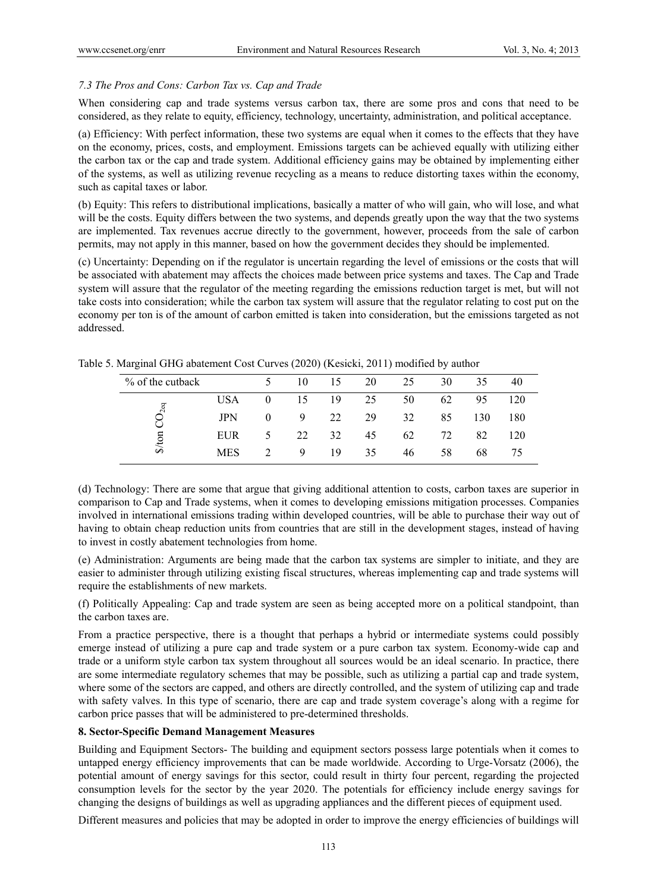### *7.3 The Pros and Cons: Carbon Tax vs. Cap and Trade*

When considering cap and trade systems versus carbon tax, there are some pros and cons that need to be considered, as they relate to equity, efficiency, technology, uncertainty, administration, and political acceptance.

(a) Efficiency: With perfect information, these two systems are equal when it comes to the effects that they have on the economy, prices, costs, and employment. Emissions targets can be achieved equally with utilizing either the carbon tax or the cap and trade system. Additional efficiency gains may be obtained by implementing either of the systems, as well as utilizing revenue recycling as a means to reduce distorting taxes within the economy, such as capital taxes or labor.

(b) Equity: This refers to distributional implications, basically a matter of who will gain, who will lose, and what will be the costs. Equity differs between the two systems, and depends greatly upon the way that the two systems are implemented. Tax revenues accrue directly to the government, however, proceeds from the sale of carbon permits, may not apply in this manner, based on how the government decides they should be implemented.

(c) Uncertainty: Depending on if the regulator is uncertain regarding the level of emissions or the costs that will be associated with abatement may affects the choices made between price systems and taxes. The Cap and Trade system will assure that the regulator of the meeting regarding the emissions reduction target is met, but will not take costs into consideration; while the carbon tax system will assure that the regulator relating to cost put on the economy per ton is of the amount of carbon emitted is taken into consideration, but the emissions targeted as not addressed.

Table 5. Marginal GHG abatement Cost Curves (2020) (Kesicki, 2011) modified by author

| % of the cutback | | 5 | 10 | 15 | 20 | 25 | 30 | 35 | 40 |
|---|---|---|---|---|---|---|---|---|---|
| $/ton $CO_{2eq}$ | USA | 0 | 15 | 19 | 25 | 50 | 62 | 95 | 120 |
| | JPN | 0 | 9 | 22 | 29 | 32 | 85 | 130 | 180 |
| | EUR | 5 | 22 | 32 | 45 | 62 | 72 | 82 | 120 |
| | MES | 2 | 9 | 19 | 35 | 46 | 58 | 68 | 75 |

(d) Technology: There are some that argue that giving additional attention to costs, carbon taxes are superior in comparison to Cap and Trade systems, when it comes to developing emissions mitigation processes. Companies involved in international emissions trading within developed countries, will be able to purchase their way out of having to obtain cheap reduction units from countries that are still in the development stages, instead of having to invest in costly abatement technologies from home.

(e) Administration: Arguments are being made that the carbon tax systems are simpler to initiate, and they are easier to administer through utilizing existing fiscal structures, whereas implementing cap and trade systems will require the establishments of new markets.

(f) Politically Appealing: Cap and trade system are seen as being accepted more on a political standpoint, than the carbon taxes are.

From a practice perspective, there is a thought that perhaps a hybrid or intermediate systems could possibly emerge instead of utilizing a pure cap and trade system or a pure carbon tax system. Economy-wide cap and trade or a uniform style carbon tax system throughout all sources would be an ideal scenario. In practice, there are some intermediate regulatory schemes that may be possible, such as utilizing a partial cap and trade system, where some of the sectors are capped, and others are directly controlled, and the system of utilizing cap and trade with safety valves. In this type of scenario, there are cap and trade system coverage's along with a regime for carbon price passes that will be administered to pre-determined thresholds.

## 8. Sector-Specific Demand Management Measures

Building and Equipment Sectors- The building and equipment sectors possess large potentials when it comes to untapped energy efficiency improvements that can be made worldwide. According to Urge-Vorsatz (2006), the potential amount of energy savings for this sector, could result in thirty four percent, regarding the projected consumption levels for the sector by the year 2020. The potentials for efficiency include energy savings for changing the designs of buildings as well as upgrading appliances and the different pieces of equipment used.

Different measures and policies that may be adopted in order to improve the energy efficiencies of buildings will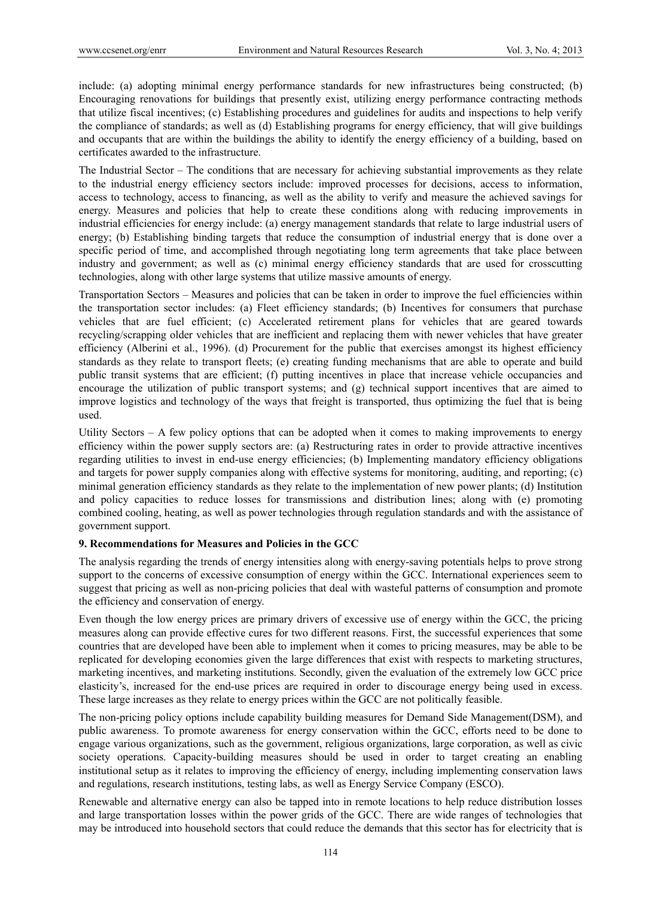include: (a) adopting minimal energy performance standards for new infrastructures being constructed; (b) Encouraging renovations for buildings that presently exist, utilizing energy performance contracting methods that utilize fiscal incentives; (c) Establishing procedures and guidelines for audits and inspections to help verify the compliance of standards; as well as (d) Establishing programs for energy efficiency, that will give buildings and occupants that are within the buildings the ability to identify the energy efficiency of a building, based on certificates awarded to the infrastructure.

The Industrial Sector – The conditions that are necessary for achieving substantial improvements as they relate to the industrial energy efficiency sectors include: improved processes for decisions, access to information, access to technology, access to financing, as well as the ability to verify and measure the achieved savings for energy. Measures and policies that help to create these conditions along with reducing improvements in industrial efficiencies for energy include: (a) energy management standards that relate to large industrial users of energy; (b) Establishing binding targets that reduce the consumption of industrial energy that is done over a specific period of time, and accomplished through negotiating long term agreements that take place between industry and government; as well as (c) minimal energy efficiency standards that are used for crosscutting technologies, along with other large systems that utilize massive amounts of energy.

Transportation Sectors – Measures and policies that can be taken in order to improve the fuel efficiencies within the transportation sector includes: (a) Fleet efficiency standards; (b) Incentives for consumers that purchase vehicles that are fuel efficient; (c) Accelerated retirement plans for vehicles that are geared towards recycling/scrapping older vehicles that are inefficient and replacing them with newer vehicles that have greater efficiency (Alberini et al., 1996). (d) Procurement for the public that exercises amongst its highest efficiency standards as they relate to transport fleets; (e) creating funding mechanisms that are able to operate and build public transit systems that are efficient; (f) putting incentives in place that increase vehicle occupancies and encourage the utilization of public transport systems; and (g) technical support incentives that are aimed to improve logistics and technology of the ways that freight is transported, thus optimizing the fuel that is being used.

Utility Sectors – A few policy options that can be adopted when it comes to making improvements to energy efficiency within the power supply sectors are: (a) Restructuring rates in order to provide attractive incentives regarding utilities to invest in end-use energy efficiencies; (b) Implementing mandatory efficiency obligations and targets for power supply companies along with effective systems for monitoring, auditing, and reporting; (c) minimal generation efficiency standards as they relate to the implementation of new power plants; (d) Institution and policy capacities to reduce losses for transmissions and distribution lines; along with (e) promoting combined cooling, heating, as well as power technologies through regulation standards and with the assistance of government support.

### 9. Recommendations for Measures and Policies in the GCC

The analysis regarding the trends of energy intensities along with energy-saving potentials helps to prove strong support to the concerns of excessive consumption of energy within the GCC. International experiences seem to suggest that pricing as well as non-pricing policies that deal with wasteful patterns of consumption and promote the efficiency and conservation of energy.

Even though the low energy prices are primary drivers of excessive use of energy within the GCC, the pricing measures along can provide effective cures for two different reasons. First, the successful experiences that some countries that are developed have been able to implement when it comes to pricing measures, may be able to be replicated for developing economies given the large differences that exist with respects to marketing structures, marketing incentives, and marketing institutions. Secondly, given the evaluation of the extremely low GCC price elasticity's, increased for the end-use prices are required in order to discourage energy being used in excess. These large increases as they relate to energy prices within the GCC are not politically feasible.

The non-pricing policy options include capability building measures for Demand Side Management(DSM), and public awareness. To promote awareness for energy conservation within the GCC, efforts need to be done to engage various organizations, such as the government, religious organizations, large corporation, as well as civic society operations. Capacity-building measures should be used in order to target creating an enabling institutional setup as it relates to improving the efficiency of energy, including implementing conservation laws and regulations, research institutions, testing labs, as well as Energy Service Company (ESCO).

Renewable and alternative energy can also be tapped into in remote locations to help reduce distribution losses and large transportation losses within the power grids of the GCC. There are wide ranges of technologies that may be introduced into household sectors that could reduce the demands that this sector has for electricity that is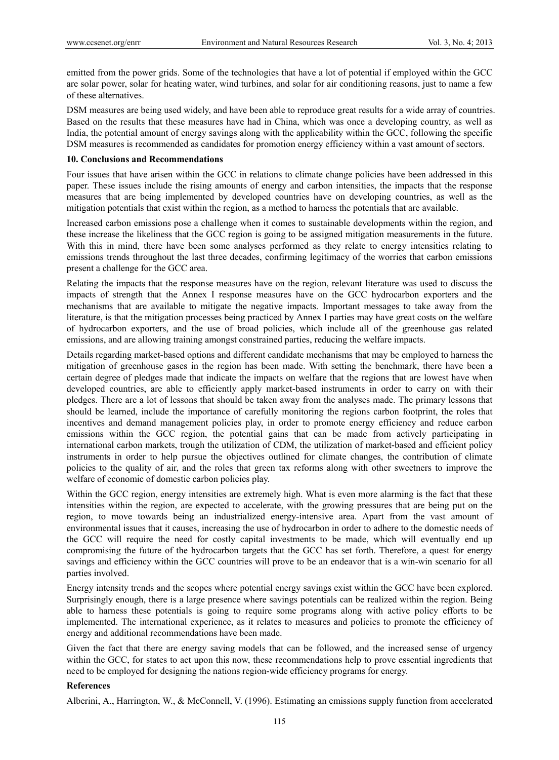emitted from the power grids. Some of the technologies that have a lot of potential if employed within the GCC are solar power, solar for heating water, wind turbines, and solar for air conditioning reasons, just to name a few of these alternatives.

DSM measures are being used widely, and have been able to reproduce great results for a wide array of countries. Based on the results that these measures have had in China, which was once a developing country, as well as India, the potential amount of energy savings along with the applicability within the GCC, following the specific DSM measures is recommended as candidates for promotion energy efficiency within a vast amount of sectors.

## 10. Conclusions and Recommendations

Four issues that have arisen within the GCC in relations to climate change policies have been addressed in this paper. These issues include the rising amounts of energy and carbon intensities, the impacts that the response measures that are being implemented by developed countries have on developing countries, as well as the mitigation potentials that exist within the region, as a method to harness the potentials that are available.

Increased carbon emissions pose a challenge when it comes to sustainable developments within the region, and these increase the likeliness that the GCC region is going to be assigned mitigation measurements in the future. With this in mind, there have been some analyses performed as they relate to energy intensities relating to emissions trends throughout the last three decades, confirming legitimacy of the worries that carbon emissions present a challenge for the GCC area.

Relating the impacts that the response measures have on the region, relevant literature was used to discuss the impacts of strength that the Annex I response measures have on the GCC hydrocarbon exporters and the mechanisms that are available to mitigate the negative impacts. Important messages to take away from the literature, is that the mitigation processes being practiced by Annex I parties may have great costs on the welfare of hydrocarbon exporters, and the use of broad policies, which include all of the greenhouse gas related emissions, and are allowing training amongst constrained parties, reducing the welfare impacts.

Details regarding market-based options and different candidate mechanisms that may be employed to harness the mitigation of greenhouse gases in the region has been made. With setting the benchmark, there have been a certain degree of pledges made that indicate the impacts on welfare that the regions that are lowest have when developed countries, are able to efficiently apply market-based instruments in order to carry on with their pledges. There are a lot of lessons that should be taken away from the analyses made. The primary lessons that should be learned, include the importance of carefully monitoring the regions carbon footprint, the roles that incentives and demand management policies play, in order to promote energy efficiency and reduce carbon emissions within the GCC region, the potential gains that can be made from actively participating in international carbon markets, trough the utilization of CDM, the utilization of market-based and efficient policy instruments in order to help pursue the objectives outlined for climate changes, the contribution of climate policies to the quality of air, and the roles that green tax reforms along with other sweetners to improve the welfare of economic of domestic carbon policies play.

Within the GCC region, energy intensities are extremely high. What is even more alarming is the fact that these intensities within the region, are expected to accelerate, with the growing pressures that are being put on the region, to move towards being an industrialized energy-intensive area. Apart from the vast amount of environmental issues that it causes, increasing the use of hydrocarbon in order to adhere to the domestic needs of the GCC will require the need for costly capital investments to be made, which will eventually end up compromising the future of the hydrocarbon targets that the GCC has set forth. Therefore, a quest for energy savings and efficiency within the GCC countries will prove to be an endeavor that is a win-win scenario for all parties involved.

Energy intensity trends and the scopes where potential energy savings exist within the GCC have been explored. Surprisingly enough, there is a large presence where savings potentials can be realized within the region. Being able to harness these potentials is going to require some programs along with active policy efforts to be implemented. The international experience, as it relates to measures and policies to promote the efficiency of energy and additional recommendations have been made.

Given the fact that there are energy saving models that can be followed, and the increased sense of urgency within the GCC, for states to act upon this now, these recommendations help to prove essential ingredients that need to be employed for designing the nations region-wide efficiency programs for energy.

## References

Alberini, A., Harrington, W., & McConnell, V. (1996). Estimating an emissions supply function from accelerated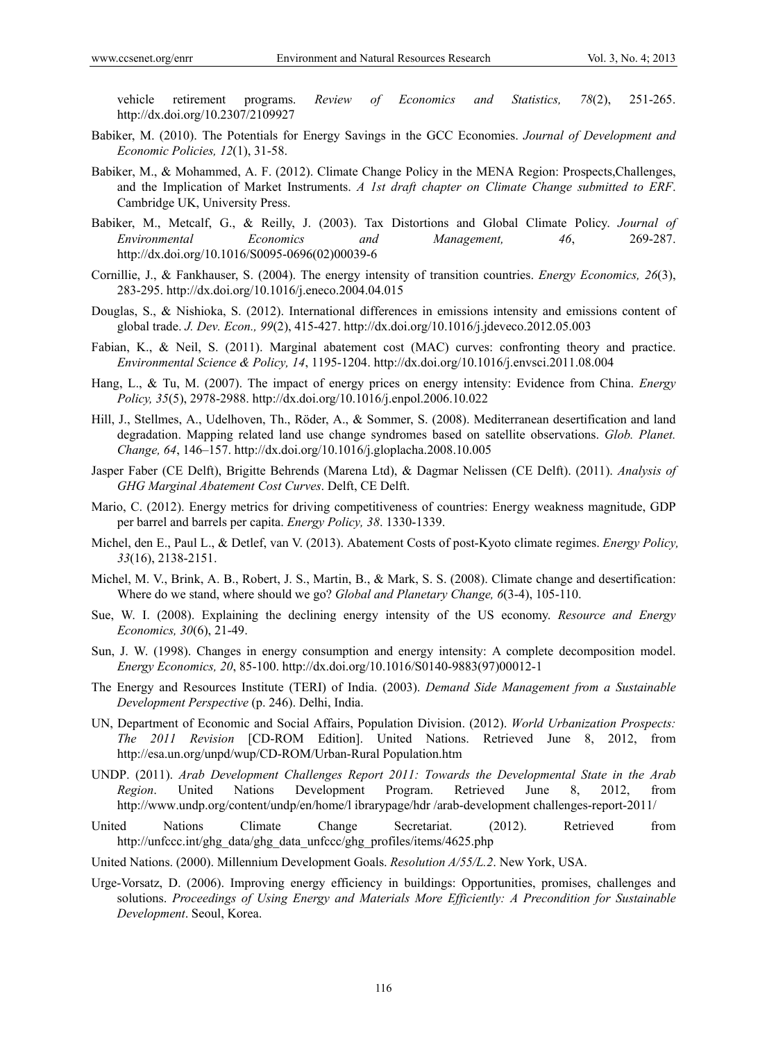vehicle retirement programs. *Review of Economics and Statistics, 78*(2), 251-265. http://dx.doi.org/10.2307/2109927

Babiker, M. (2010). The Potentials for Energy Savings in the GCC Economies. *Journal of Development and Economic Policies, 12*(1), 31-58.

Babiker, M., & Mohammed, A. F. (2012). Climate Change Policy in the MENA Region: Prospects,Challenges, and the Implication of Market Instruments. *A 1st draft chapter on Climate Change submitted to ERF*. Cambridge UK, University Press.

Babiker, M., Metcalf, G., & Reilly, J. (2003). Tax Distortions and Global Climate Policy. *Journal of Environmental Economics and Management, 46*, 269-287. http://dx.doi.org/10.1016/S0095-0696(02)00039-6

Cornillie, J., & Fankhauser, S. (2004). The energy intensity of transition countries. *Energy Economics, 26*(3), 283-295. http://dx.doi.org/10.1016/j.eneco.2004.04.015

Douglas, S., & Nishioka, S. (2012). International differences in emissions intensity and emissions content of global trade. *J. Dev. Econ., 99*(2), 415-427. http://dx.doi.org/10.1016/j.jdeveco.2012.05.003

Fabian, K., & Neil, S. (2011). Marginal abatement cost (MAC) curves: confronting theory and practice. *Environmental Science & Policy, 14*, 1195-1204. http://dx.doi.org/10.1016/j.envsci.2011.08.004

Hang, L., & Tu, M. (2007). The impact of energy prices on energy intensity: Evidence from China. *Energy Policy, 35*(5), 2978-2988. http://dx.doi.org/10.1016/j.enpol.2006.10.022

Hill, J., Stellmes, A., Udelhoven, Th., Röder, A., & Sommer, S. (2008). Mediterranean desertification and land degradation. Mapping related land use change syndromes based on satellite observations. *Glob. Planet. Change, 64*, 146–157. http://dx.doi.org/10.1016/j.gloplacha.2008.10.005

Jasper Faber (CE Delft), Brigitte Behrends (Marena Ltd), & Dagmar Nelissen (CE Delft). (2011). *Analysis of GHG Marginal Abatement Cost Curves*. Delft, CE Delft.

Mario, C. (2012). Energy metrics for driving competitiveness of countries: Energy weakness magnitude, GDP per barrel and barrels per capita. *Energy Policy, 38*. 1330-1339.

Michel, den E., Paul L., & Detlef, van V. (2013). Abatement Costs of post-Kyoto climate regimes. *Energy Policy, 33*(16), 2138-2151.

Michel, M. V., Brink, A. B., Robert, J. S., Martin, B., & Mark, S. S. (2008). Climate change and desertification: Where do we stand, where should we go? *Global and Planetary Change, 6*(3-4), 105-110.

Sue, W. I. (2008). Explaining the declining energy intensity of the US economy. *Resource and Energy Economics, 30*(6), 21-49.

Sun, J. W. (1998). Changes in energy consumption and energy intensity: A complete decomposition model. *Energy Economics, 20*, 85-100. http://dx.doi.org/10.1016/S0140-9883(97)00012-1

The Energy and Resources Institute (TERI) of India. (2003). *Demand Side Management from a Sustainable Development Perspective* (p. 246). Delhi, India.

UN, Department of Economic and Social Affairs, Population Division. (2012). *World Urbanization Prospects: The 2011 Revision* [CD-ROM Edition]. United Nations. Retrieved June 8, 2012, from http://esa.un.org/unpd/wup/CD-ROM/Urban-Rural Population.htm

UNDP. (2011). *Arab Development Challenges Report 2011: Towards the Developmental State in the Arab Region*. United Nations Development Program. Retrieved June 8, 2012, from http://www.undp.org/content/undp/en/home/l ibrarypage/hdr /arab-development challenges-report-2011/

United Nations Climate Change Secretariat. (2012). Retrieved from http://unfccc.int/ghg_data/ghg_data_unfccc/ghg_profiles/items/4625.php

United Nations. (2000). Millennium Development Goals. *Resolution A/55/L.2*. New York, USA.

Urge-Vorsatz, D. (2006). Improving energy efficiency in buildings: Opportunities, promises, challenges and solutions. *Proceedings of Using Energy and Materials More Efficiently: A Precondition for Sustainable Development*. Seoul, Korea.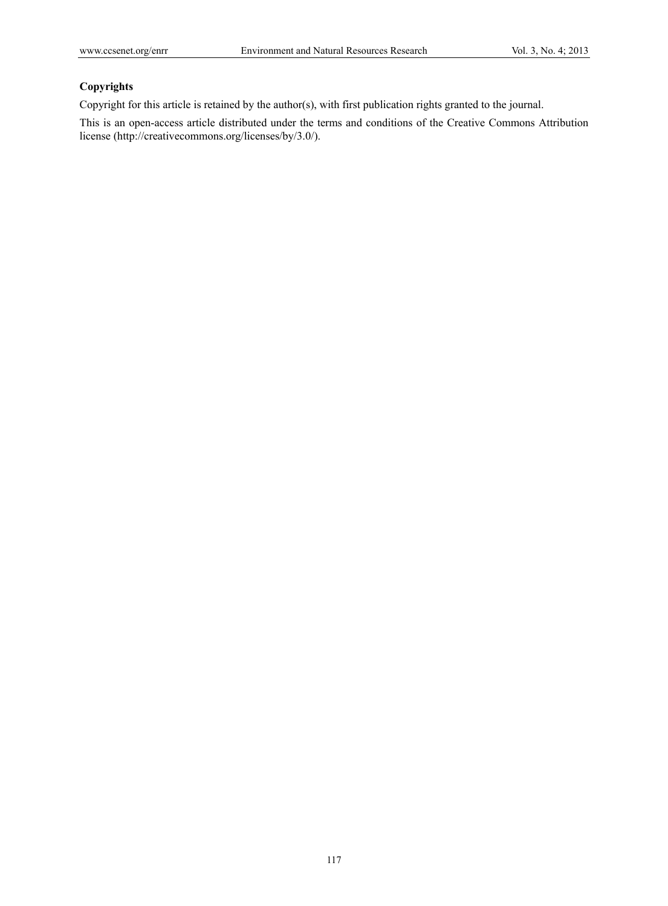**Copyrights**

Copyright for this article is retained by the author(s), with first publication rights granted to the journal.

This is an open-access article distributed under the terms and conditions of the Creative Commons Attribution license (http://creativecommons.org/licenses/by/3.0/).